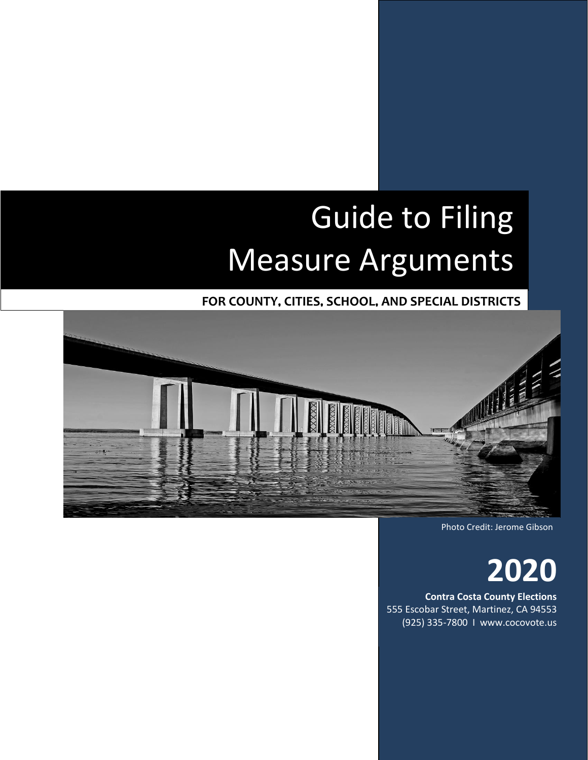# Guide to Filing Measure Arguments

**FOR COUNTY, CITIES, SCHOOL, AND SPECIAL DISTRICTS**

Photo Credit: Jerome Gibson

**2020**

**Contra Costa County Elections**
555 Escobar Street, Martinez, CA 94553
(925) 335-7800 I www.cocovote.us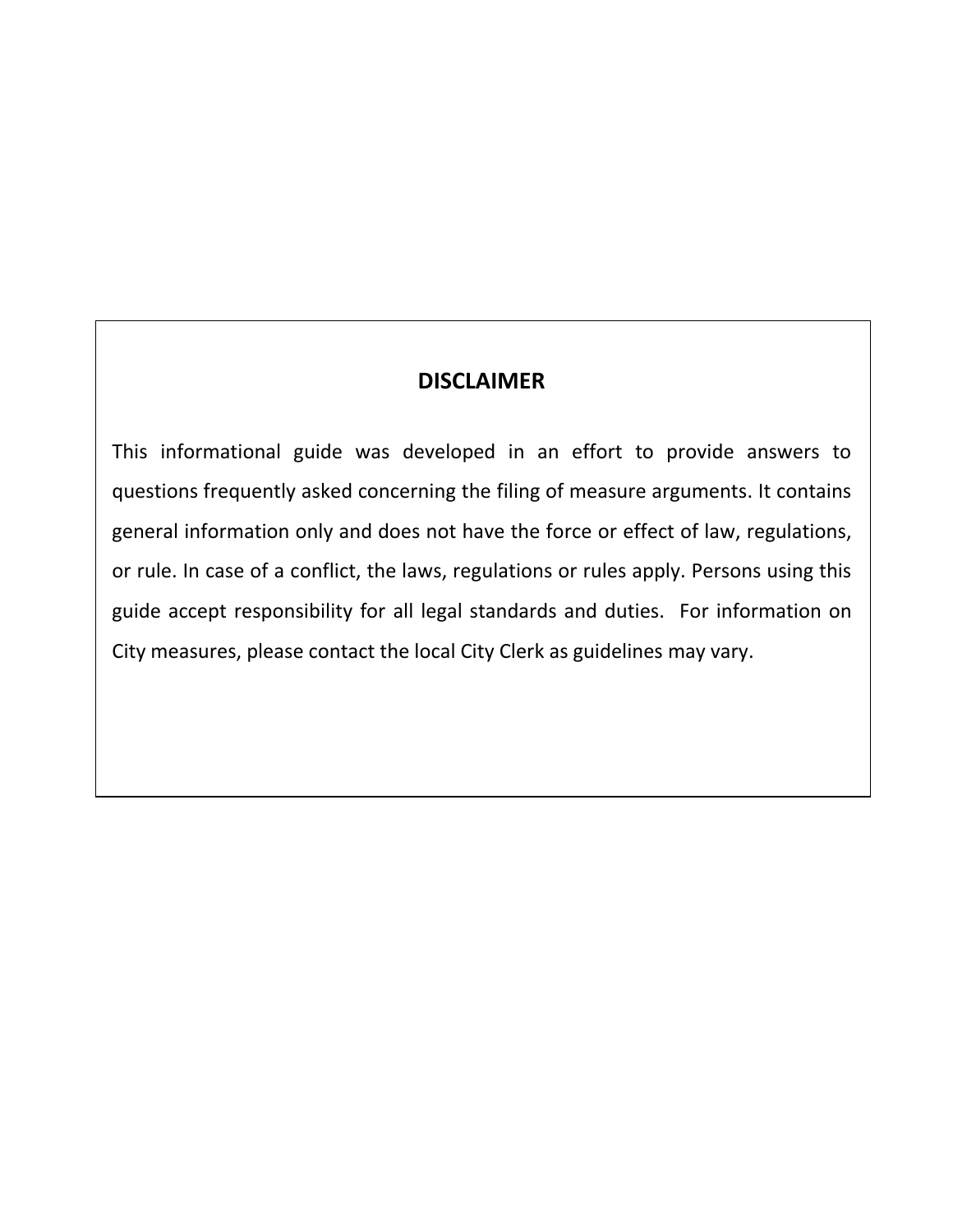## DISCLAIMER

This informational guide was developed in an effort to provide answers to questions frequently asked concerning the filing of measure arguments. It contains general information only and does not have the force or effect of law, regulations, or rule. In case of a conflict, the laws, regulations or rules apply. Persons using this guide accept responsibility for all legal standards and duties. For information on City measures, please contact the local City Clerk as guidelines may vary.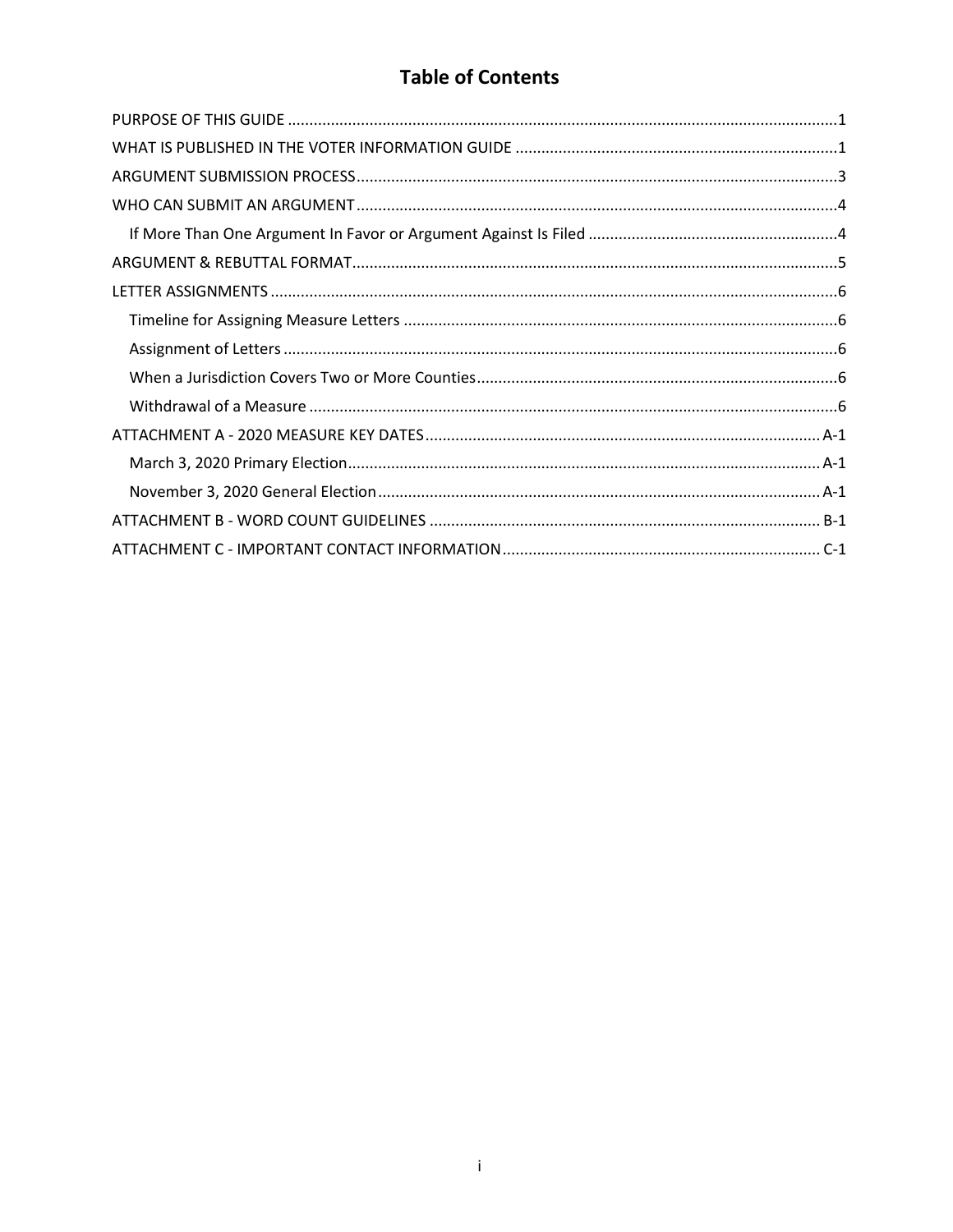# Table of Contents

PURPOSE OF THIS GUIDE ....... 1

WHAT IS PUBLISHED IN THE VOTER INFORMATION GUIDE ....... 1

ARGUMENT SUBMISSION PROCESS ....... 3

WHO CAN SUBMIT AN ARGUMENT ....... 4

- If More Than One Argument In Favor or Argument Against Is Filed ....... 4

ARGUMENT & REBUTTAL FORMAT ....... 5

LETTER ASSIGNMENTS ....... 6

- Timeline for Assigning Measure Letters ....... 6
- Assignment of Letters ....... 6
- When a Jurisdiction Covers Two or More Counties ....... 6
- Withdrawal of a Measure ....... 6

ATTACHMENT A - 2020 MEASURE KEY DATES ....... A-1

- March 3, 2020 Primary Election ....... A-1
- November 3, 2020 General Election ....... A-1

ATTACHMENT B - WORD COUNT GUIDELINES ....... B-1

ATTACHMENT C - IMPORTANT CONTACT INFORMATION ....... C-1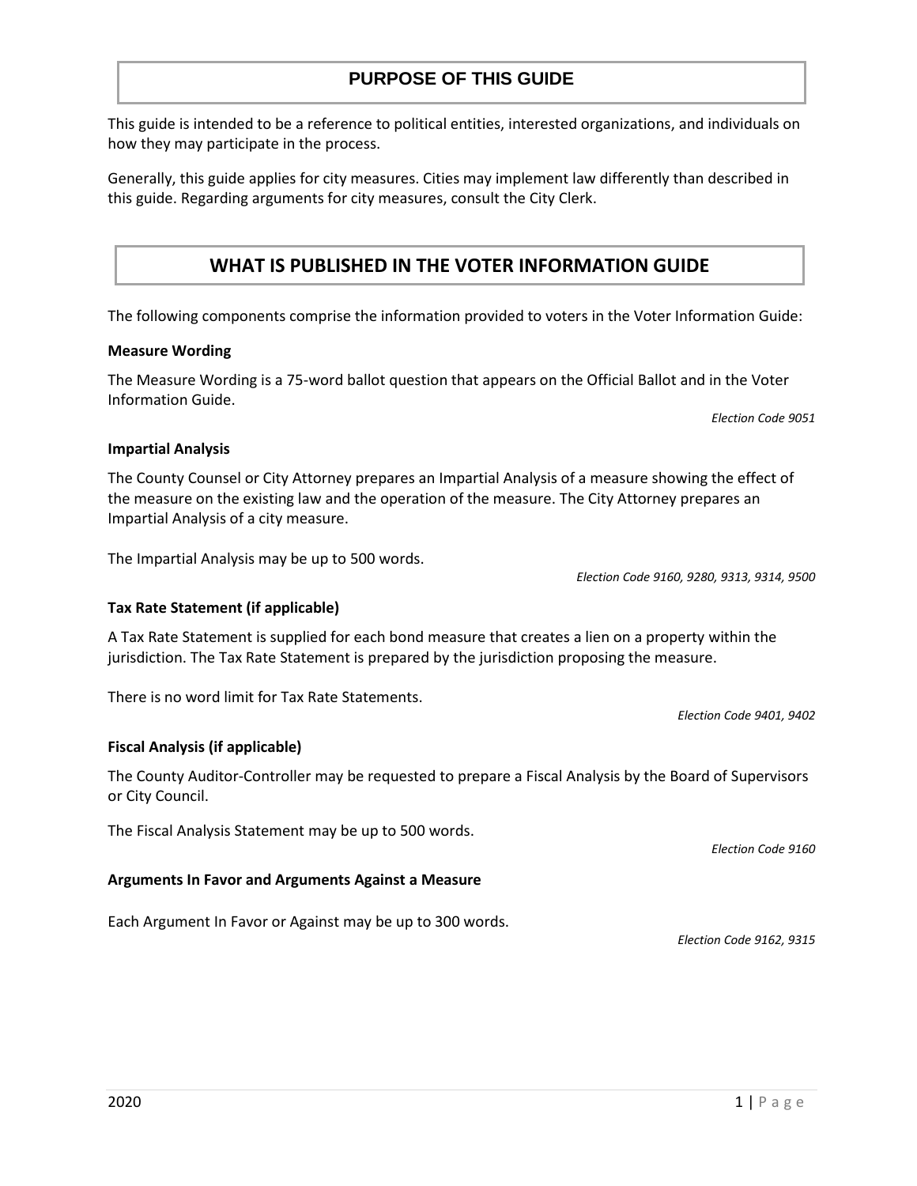## PURPOSE OF THIS GUIDE

This guide is intended to be a reference to political entities, interested organizations, and individuals on how they may participate in the process.

Generally, this guide applies for city measures. Cities may implement law differently than described in this guide. Regarding arguments for city measures, consult the City Clerk.

## WHAT IS PUBLISHED IN THE VOTER INFORMATION GUIDE

The following components comprise the information provided to voters in the Voter Information Guide:

**Measure Wording**

The Measure Wording is a 75-word ballot question that appears on the Official Ballot and in the Voter Information Guide.

*Election Code 9051*

**Impartial Analysis**

The County Counsel or City Attorney prepares an Impartial Analysis of a measure showing the effect of the measure on the existing law and the operation of the measure. The City Attorney prepares an Impartial Analysis of a city measure.

The Impartial Analysis may be up to 500 words.

*Election Code 9160, 9280, 9313, 9314, 9500*

**Tax Rate Statement (if applicable)**

A Tax Rate Statement is supplied for each bond measure that creates a lien on a property within the jurisdiction. The Tax Rate Statement is prepared by the jurisdiction proposing the measure.

There is no word limit for Tax Rate Statements.

*Election Code 9401, 9402*

**Fiscal Analysis (if applicable)**

The County Auditor-Controller may be requested to prepare a Fiscal Analysis by the Board of Supervisors or City Council.

The Fiscal Analysis Statement may be up to 500 words.

*Election Code 9160*

**Arguments In Favor and Arguments Against a Measure**

Each Argument In Favor or Against may be up to 300 words.

*Election Code 9162, 9315*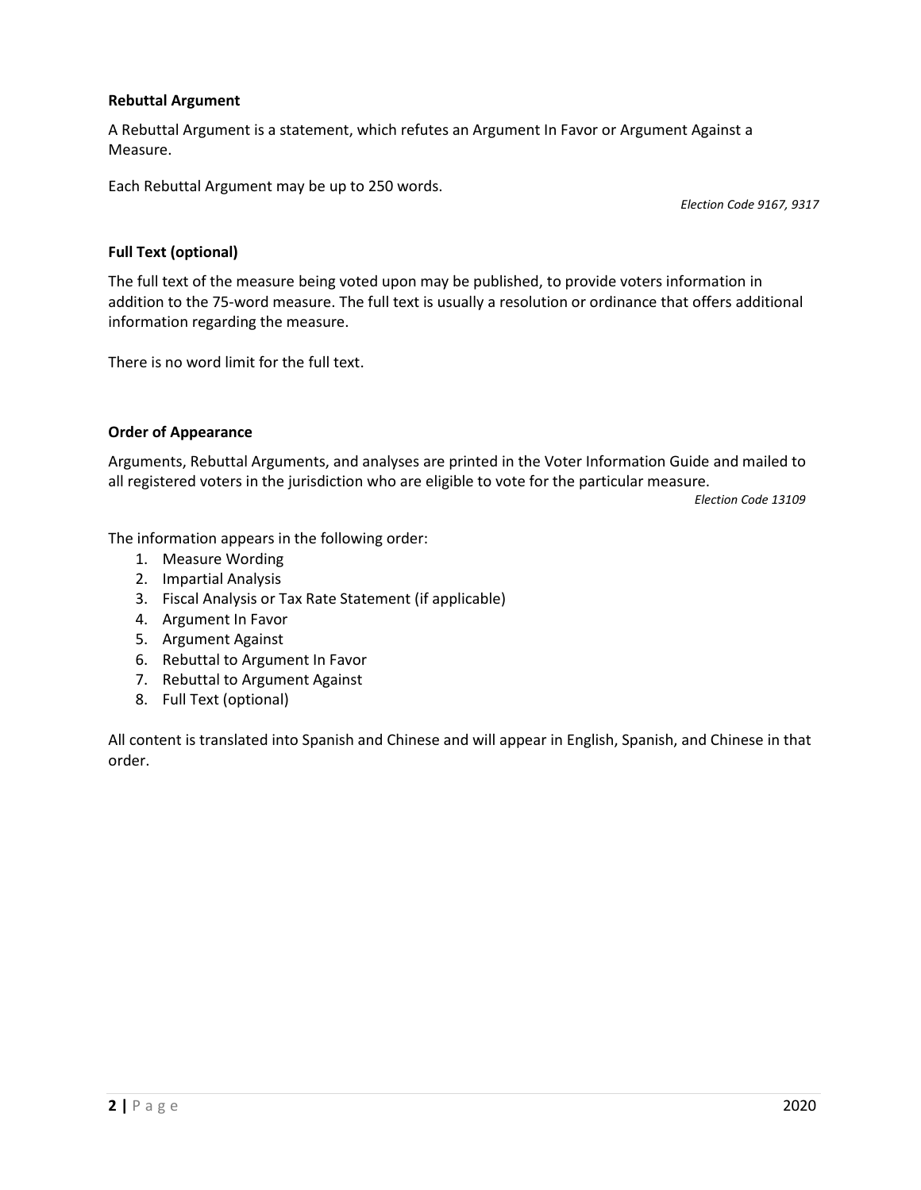### Rebuttal Argument

A Rebuttal Argument is a statement, which refutes an Argument In Favor or Argument Against a Measure.

Each Rebuttal Argument may be up to 250 words.

*Election Code 9167, 9317*

### Full Text (optional)

The full text of the measure being voted upon may be published, to provide voters information in addition to the 75-word measure. The full text is usually a resolution or ordinance that offers additional information regarding the measure.

There is no word limit for the full text.

### Order of Appearance

Arguments, Rebuttal Arguments, and analyses are printed in the Voter Information Guide and mailed to all registered voters in the jurisdiction who are eligible to vote for the particular measure.

*Election Code 13109*

The information appears in the following order:

1. Measure Wording
2. Impartial Analysis
3. Fiscal Analysis or Tax Rate Statement (if applicable)
4. Argument In Favor
5. Argument Against
6. Rebuttal to Argument In Favor
7. Rebuttal to Argument Against
8. Full Text (optional)

All content is translated into Spanish and Chinese and will appear in English, Spanish, and Chinese in that order.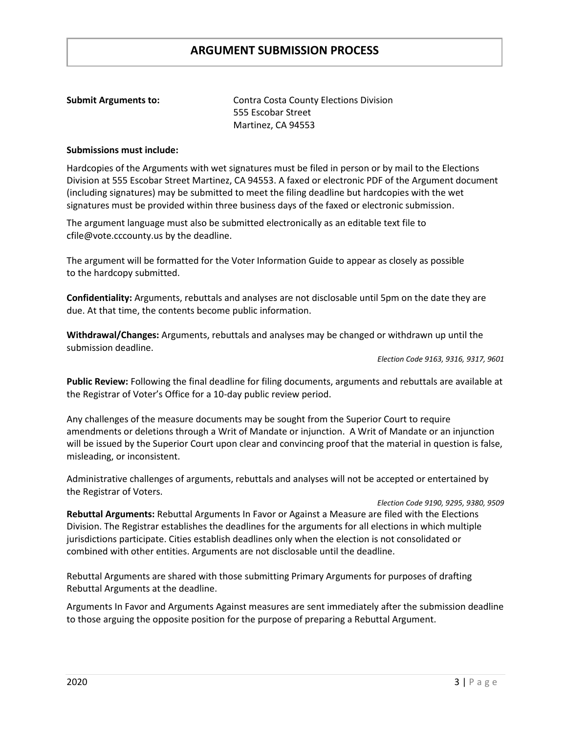## ARGUMENT SUBMISSION PROCESS

**Submit Arguments to:** Contra Costa County Elections Division
555 Escobar Street
Martinez, CA 94553

**Submissions must include:**

Hardcopies of the Arguments with wet signatures must be filed in person or by mail to the Elections Division at 555 Escobar Street Martinez, CA 94553. A faxed or electronic PDF of the Argument document (including signatures) may be submitted to meet the filing deadline but hardcopies with the wet signatures must be provided within three business days of the faxed or electronic submission.

The argument language must also be submitted electronically as an editable text file to cfile@vote.cccounty.us by the deadline.

The argument will be formatted for the Voter Information Guide to appear as closely as possible to the hardcopy submitted.

**Confidentiality:** Arguments, rebuttals and analyses are not disclosable until 5pm on the date they are due. At that time, the contents become public information.

**Withdrawal/Changes:** Arguments, rebuttals and analyses may be changed or withdrawn up until the submission deadline.

*Election Code 9163, 9316, 9317, 9601*

**Public Review:** Following the final deadline for filing documents, arguments and rebuttals are available at the Registrar of Voter's Office for a 10-day public review period.

Any challenges of the measure documents may be sought from the Superior Court to require amendments or deletions through a Writ of Mandate or injunction. A Writ of Mandate or an injunction will be issued by the Superior Court upon clear and convincing proof that the material in question is false, misleading, or inconsistent.

Administrative challenges of arguments, rebuttals and analyses will not be accepted or entertained by the Registrar of Voters.

*Election Code 9190, 9295, 9380, 9509*

**Rebuttal Arguments:** Rebuttal Arguments In Favor or Against a Measure are filed with the Elections Division. The Registrar establishes the deadlines for the arguments for all elections in which multiple jurisdictions participate. Cities establish deadlines only when the election is not consolidated or combined with other entities. Arguments are not disclosable until the deadline.

Rebuttal Arguments are shared with those submitting Primary Arguments for purposes of drafting Rebuttal Arguments at the deadline.

Arguments In Favor and Arguments Against measures are sent immediately after the submission deadline to those arguing the opposite position for the purpose of preparing a Rebuttal Argument.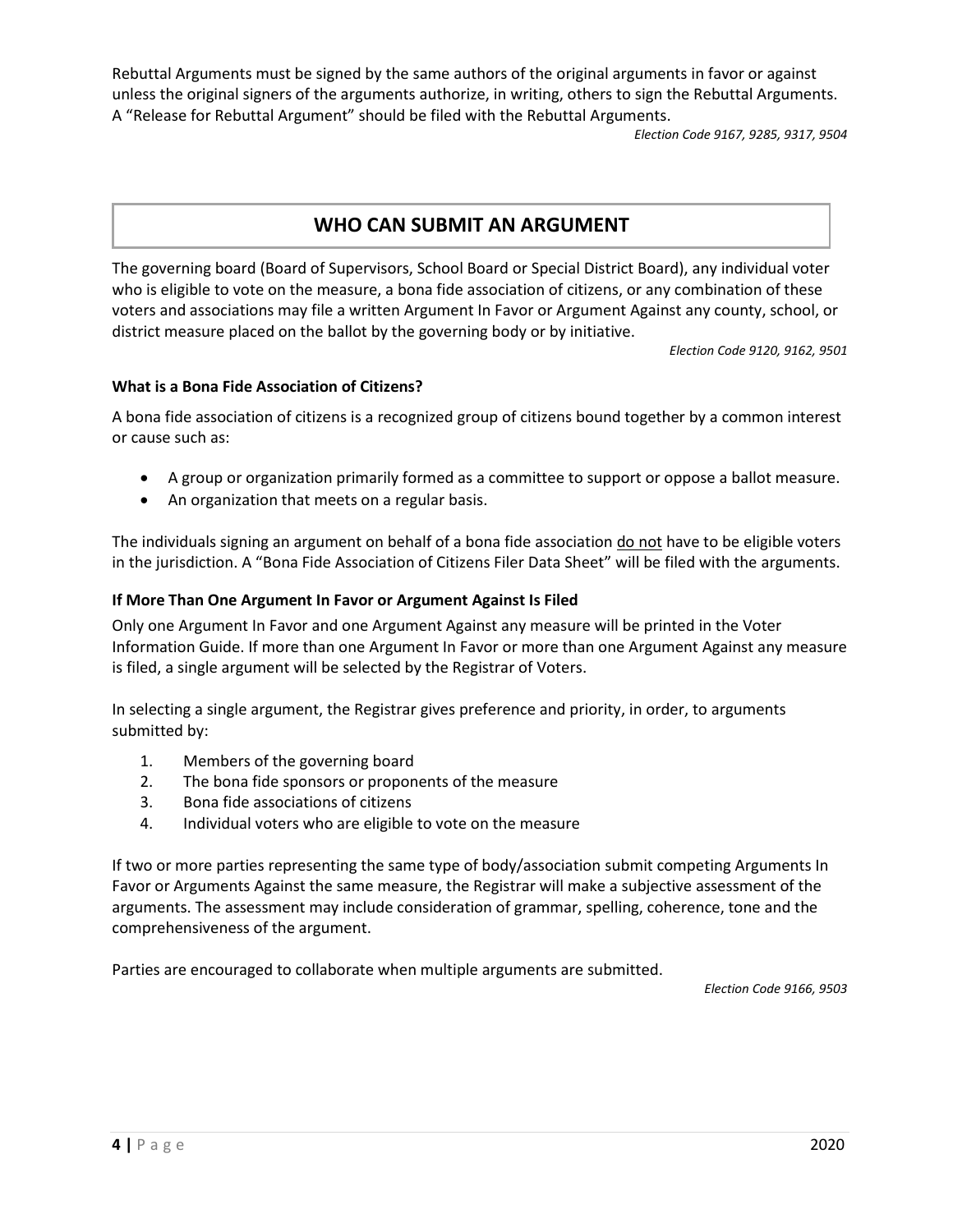Rebuttal Arguments must be signed by the same authors of the original arguments in favor or against unless the original signers of the arguments authorize, in writing, others to sign the Rebuttal Arguments. A "Release for Rebuttal Argument" should be filed with the Rebuttal Arguments.

*Election Code 9167, 9285, 9317, 9504*

## WHO CAN SUBMIT AN ARGUMENT

The governing board (Board of Supervisors, School Board or Special District Board), any individual voter who is eligible to vote on the measure, a bona fide association of citizens, or any combination of these voters and associations may file a written Argument In Favor or Argument Against any county, school, or district measure placed on the ballot by the governing body or by initiative.

*Election Code 9120, 9162, 9501*

### What is a Bona Fide Association of Citizens?

A bona fide association of citizens is a recognized group of citizens bound together by a common interest or cause such as:

- A group or organization primarily formed as a committee to support or oppose a ballot measure.
- An organization that meets on a regular basis.

The individuals signing an argument on behalf of a bona fide association <u>do not</u> have to be eligible voters in the jurisdiction. A "Bona Fide Association of Citizens Filer Data Sheet" will be filed with the arguments.

### If More Than One Argument In Favor or Argument Against Is Filed

Only one Argument In Favor and one Argument Against any measure will be printed in the Voter Information Guide. If more than one Argument In Favor or more than one Argument Against any measure is filed, a single argument will be selected by the Registrar of Voters.

In selecting a single argument, the Registrar gives preference and priority, in order, to arguments submitted by:

1. Members of the governing board
2. The bona fide sponsors or proponents of the measure
3. Bona fide associations of citizens
4. Individual voters who are eligible to vote on the measure

If two or more parties representing the same type of body/association submit competing Arguments In Favor or Arguments Against the same measure, the Registrar will make a subjective assessment of the arguments. The assessment may include consideration of grammar, spelling, coherence, tone and the comprehensiveness of the argument.

Parties are encouraged to collaborate when multiple arguments are submitted.

*Election Code 9166, 9503*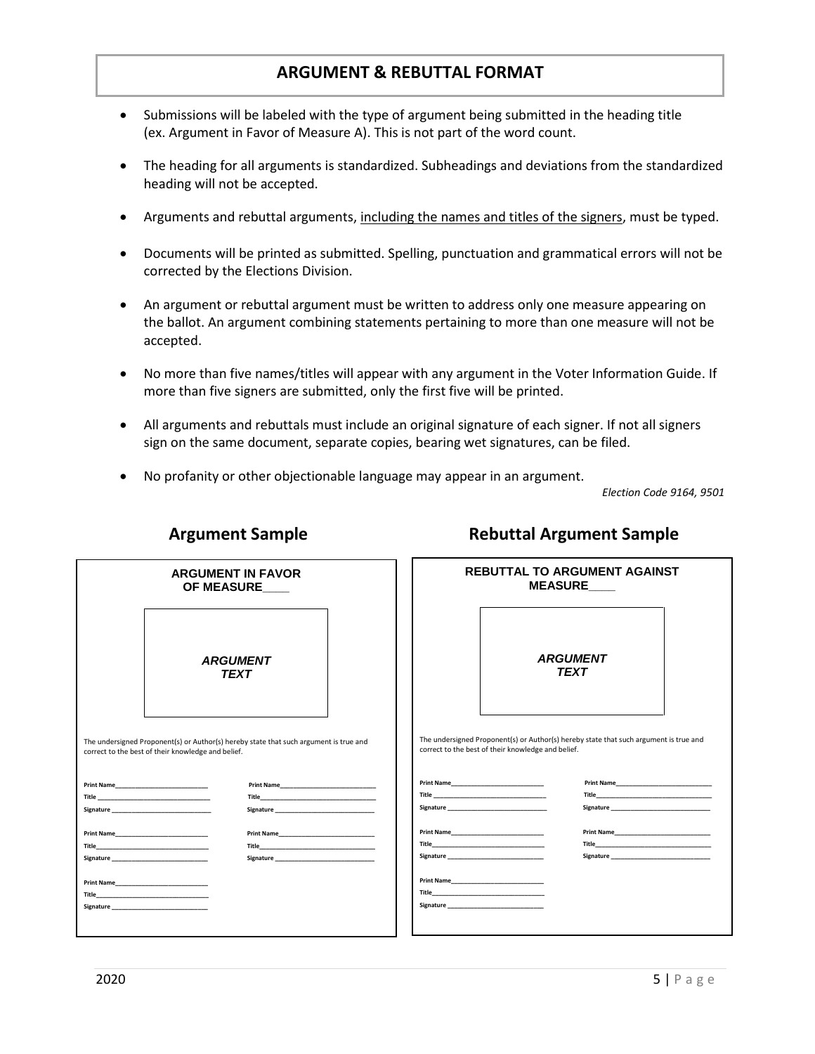## ARGUMENT & REBUTTAL FORMAT

- Submissions will be labeled with the type of argument being submitted in the heading title (ex. Argument in Favor of Measure A). This is not part of the word count.
- The heading for all arguments is standardized. Subheadings and deviations from the standardized heading will not be accepted.
- Arguments and rebuttal arguments, <u>including the names and titles of the signers</u>, must be typed.
- Documents will be printed as submitted. Spelling, punctuation and grammatical errors will not be corrected by the Elections Division.
- An argument or rebuttal argument must be written to address only one measure appearing on the ballot. An argument combining statements pertaining to more than one measure will not be accepted.
- No more than five names/titles will appear with any argument in the Voter Information Guide. If more than five signers are submitted, only the first five will be printed.
- All arguments and rebuttals must include an original signature of each signer. If not all signers sign on the same document, separate copies, bearing wet signatures, can be filed.
- No profanity or other objectionable language may appear in an argument.

*Election Code 9164, 9501*

### Argument Sample

**ARGUMENT IN FAVOR OF MEASURE____**

***ARGUMENT TEXT***

The undersigned Proponent(s) or Author(s) hereby state that such argument is true and correct to the best of their knowledge and belief.

| | |
|---|---|
| **Print Name**____________________ | **Print Name**____________________ |
| **Title** ____________________ | **Title**____________________ |
| **Signature** ____________________ | **Signature** ____________________ |
| **Print Name**____________________ | **Print Name**____________________ |
| **Title**____________________ | **Title**____________________ |
| **Signature** ____________________ | **Signature** ____________________ |
| **Print Name**____________________ | |
| **Title**____________________ | |
| **Signature** ____________________ | |

### Rebuttal Argument Sample

**REBUTTAL TO ARGUMENT AGAINST MEASURE____**

***ARGUMENT TEXT***

The undersigned Proponent(s) or Author(s) hereby state that such argument is true and correct to the best of their knowledge and belief.

| | |
|---|---|
| **Print Name**____________________ | **Print Name**____________________ |
| **Title** ____________________ | **Title**____________________ |
| **Signature** ____________________ | **Signature** ____________________ |
| **Print Name**____________________ | **Print Name**____________________ |
| **Title**____________________ | **Title**____________________ |
| **Signature** ____________________ | **Signature** ____________________ |
| **Print Name**____________________ | |
| **Title**____________________ | |
| **Signature** ____________________ | |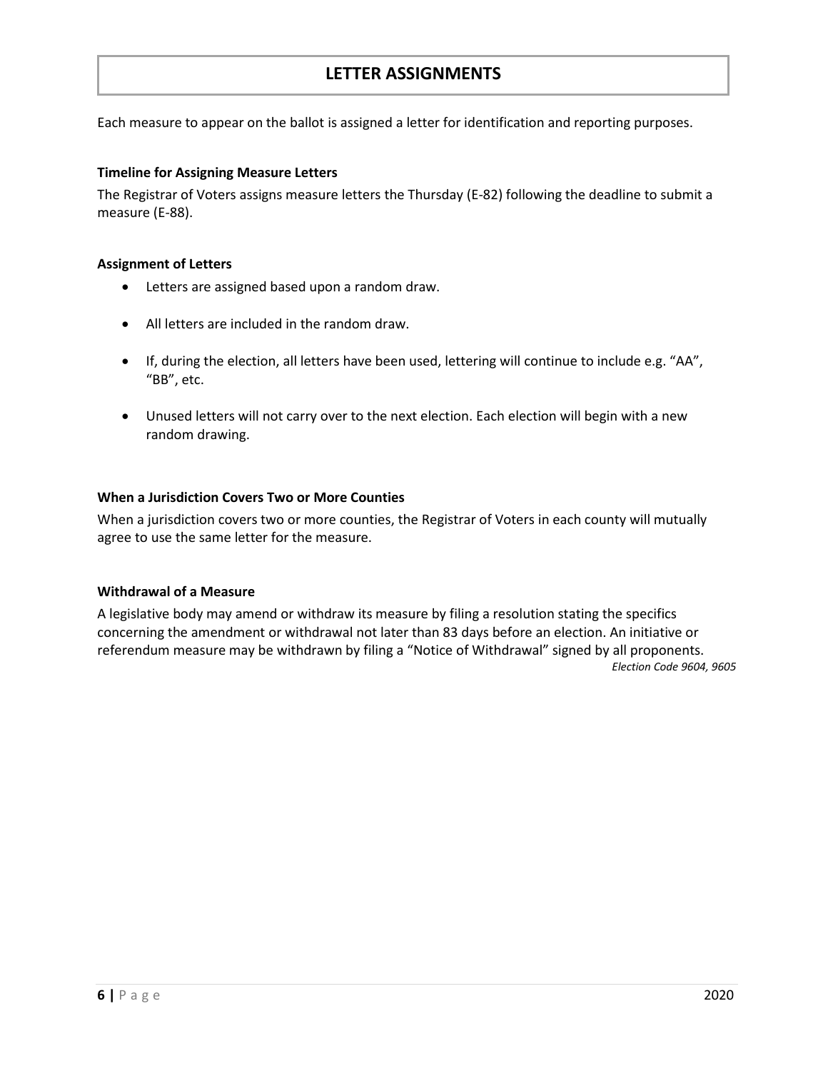# LETTER ASSIGNMENTS

Each measure to appear on the ballot is assigned a letter for identification and reporting purposes.

**Timeline for Assigning Measure Letters**

The Registrar of Voters assigns measure letters the Thursday (E-82) following the deadline to submit a measure (E-88).

**Assignment of Letters**

- Letters are assigned based upon a random draw.
- All letters are included in the random draw.
- If, during the election, all letters have been used, lettering will continue to include e.g. "AA", "BB", etc.
- Unused letters will not carry over to the next election. Each election will begin with a new random drawing.

**When a Jurisdiction Covers Two or More Counties**

When a jurisdiction covers two or more counties, the Registrar of Voters in each county will mutually agree to use the same letter for the measure.

**Withdrawal of a Measure**

A legislative body may amend or withdraw its measure by filing a resolution stating the specifics concerning the amendment or withdrawal not later than 83 days before an election. An initiative or referendum measure may be withdrawn by filing a "Notice of Withdrawal" signed by all proponents.

*Election Code 9604, 9605*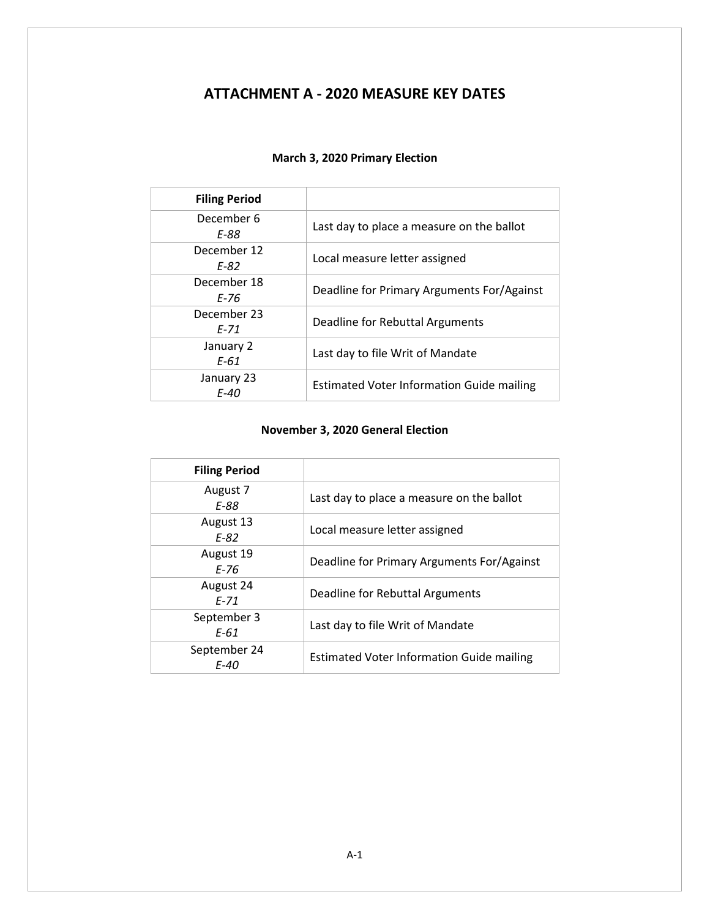# ATTACHMENT A - 2020 MEASURE KEY DATES

### March 3, 2020 Primary Election

| Filing Period | |
|---|---|
| December 6<br>*E-88* | Last day to place a measure on the ballot |
| December 12<br>*E-82* | Local measure letter assigned |
| December 18<br>*E-76* | Deadline for Primary Arguments For/Against |
| December 23<br>*E-71* | Deadline for Rebuttal Arguments |
| January 2<br>*E-61* | Last day to file Writ of Mandate |
| January 23<br>*E-40* | Estimated Voter Information Guide mailing |

### November 3, 2020 General Election

| Filing Period | |
|---|---|
| August 7<br>*E-88* | Last day to place a measure on the ballot |
| August 13<br>*E-82* | Local measure letter assigned |
| August 19<br>*E-76* | Deadline for Primary Arguments For/Against |
| August 24<br>*E-71* | Deadline for Rebuttal Arguments |
| September 3<br>*E-61* | Last day to file Writ of Mandate |
| September 24<br>*E-40* | Estimated Voter Information Guide mailing |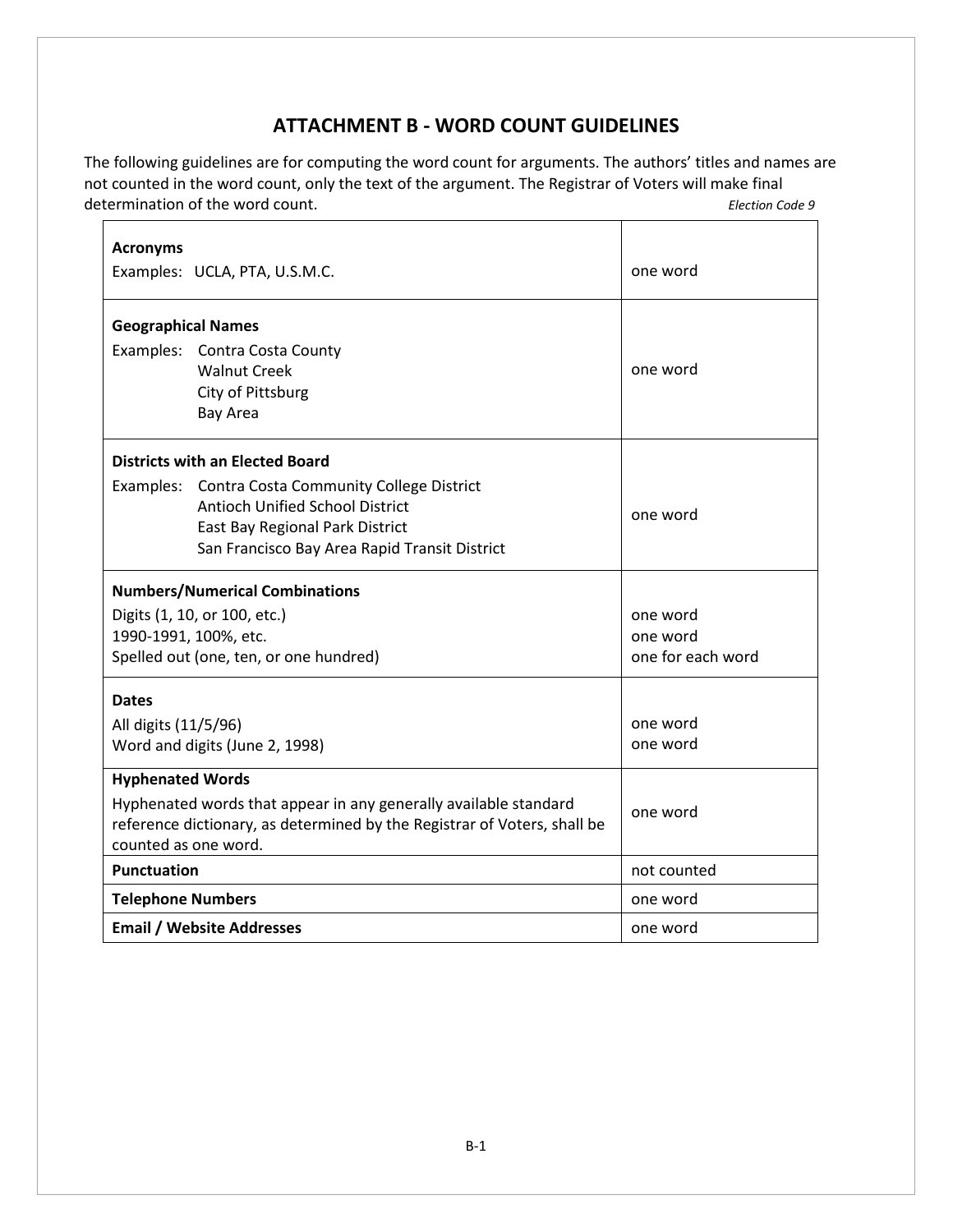# ATTACHMENT B - WORD COUNT GUIDELINES

The following guidelines are for computing the word count for arguments. The authors' titles and names are not counted in the word count, only the text of the argument. The Registrar of Voters will make final determination of the word count. *Election Code 9*

| | |
|---|---|
| **Acronyms**<br>Examples: UCLA, PTA, U.S.M.C. | one word |
| **Geographical Names**<br>Examples: Contra Costa County<br>Walnut Creek<br>City of Pittsburg<br>Bay Area | one word |
| **Districts with an Elected Board**<br>Examples: Contra Costa Community College District<br>Antioch Unified School District<br>East Bay Regional Park District<br>San Francisco Bay Area Rapid Transit District | one word |
| **Numbers/Numerical Combinations**<br>Digits (1, 10, or 100, etc.)<br>1990-1991, 100%, etc.<br>Spelled out (one, ten, or one hundred) | <br>one word<br>one word<br>one for each word |
| **Dates**<br>All digits (11/5/96)<br>Word and digits (June 2, 1998) | <br>one word<br>one word |
| **Hyphenated Words**<br>Hyphenated words that appear in any generally available standard reference dictionary, as determined by the Registrar of Voters, shall be counted as one word. | one word |
| **Punctuation** | not counted |
| **Telephone Numbers** | one word |
| **Email / Website Addresses** | one word |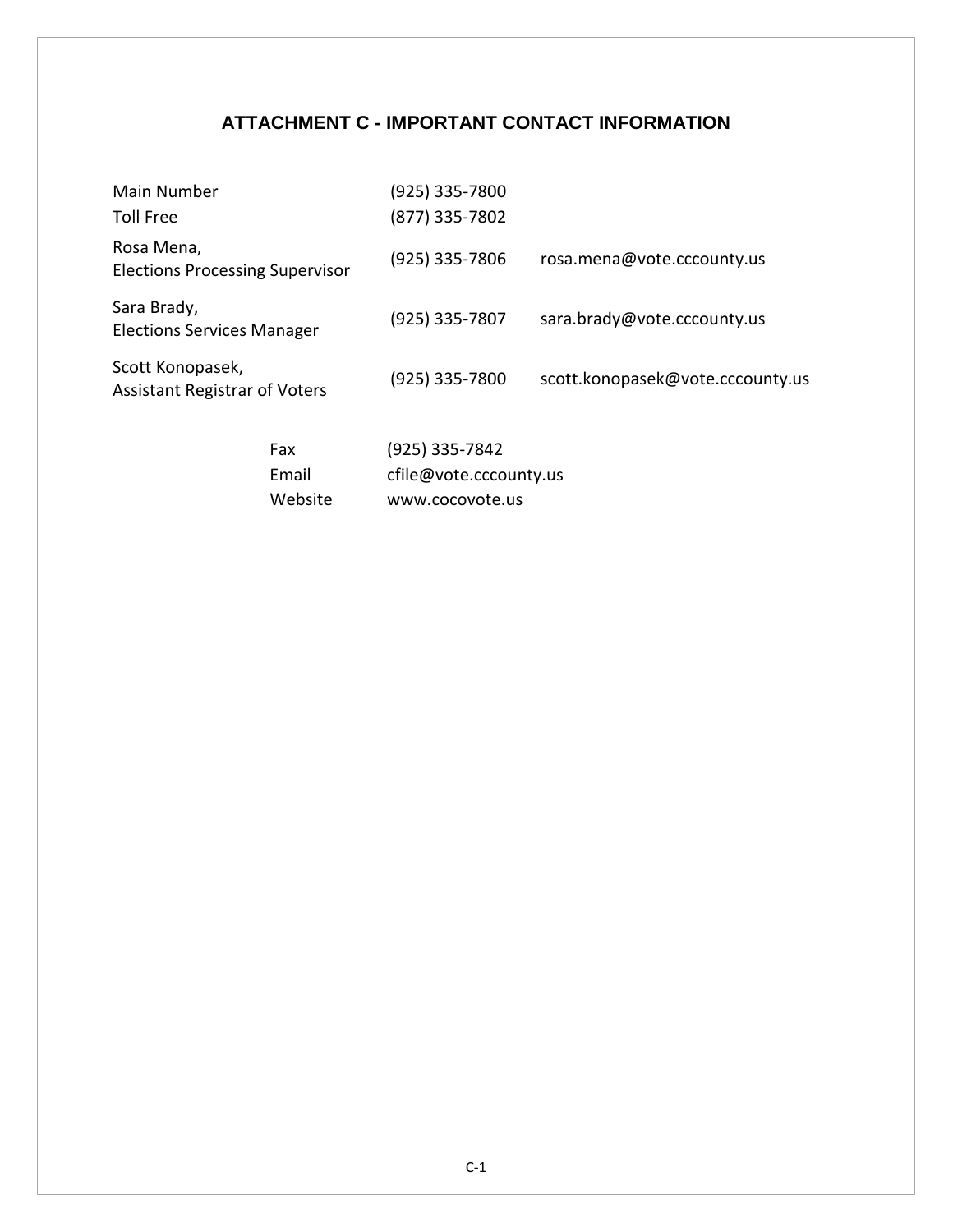## ATTACHMENT C - IMPORTANT CONTACT INFORMATION

| | | |
|---|---|---|
| Main Number | (925) 335-7800 | |
| Toll Free | (877) 335-7802 | |
| Rosa Mena, Elections Processing Supervisor | (925) 335-7806 | rosa.mena@vote.cccounty.us |
| Sara Brady, Elections Services Manager | (925) 335-7807 | sara.brady@vote.cccounty.us |
| Scott Konopasek, Assistant Registrar of Voters | (925) 335-7800 | scott.konopasek@vote.cccounty.us |

| | |
|---|---|
| Fax | (925) 335-7842 |
| Email | cfile@vote.cccounty.us |
| Website | www.cocovote.us |